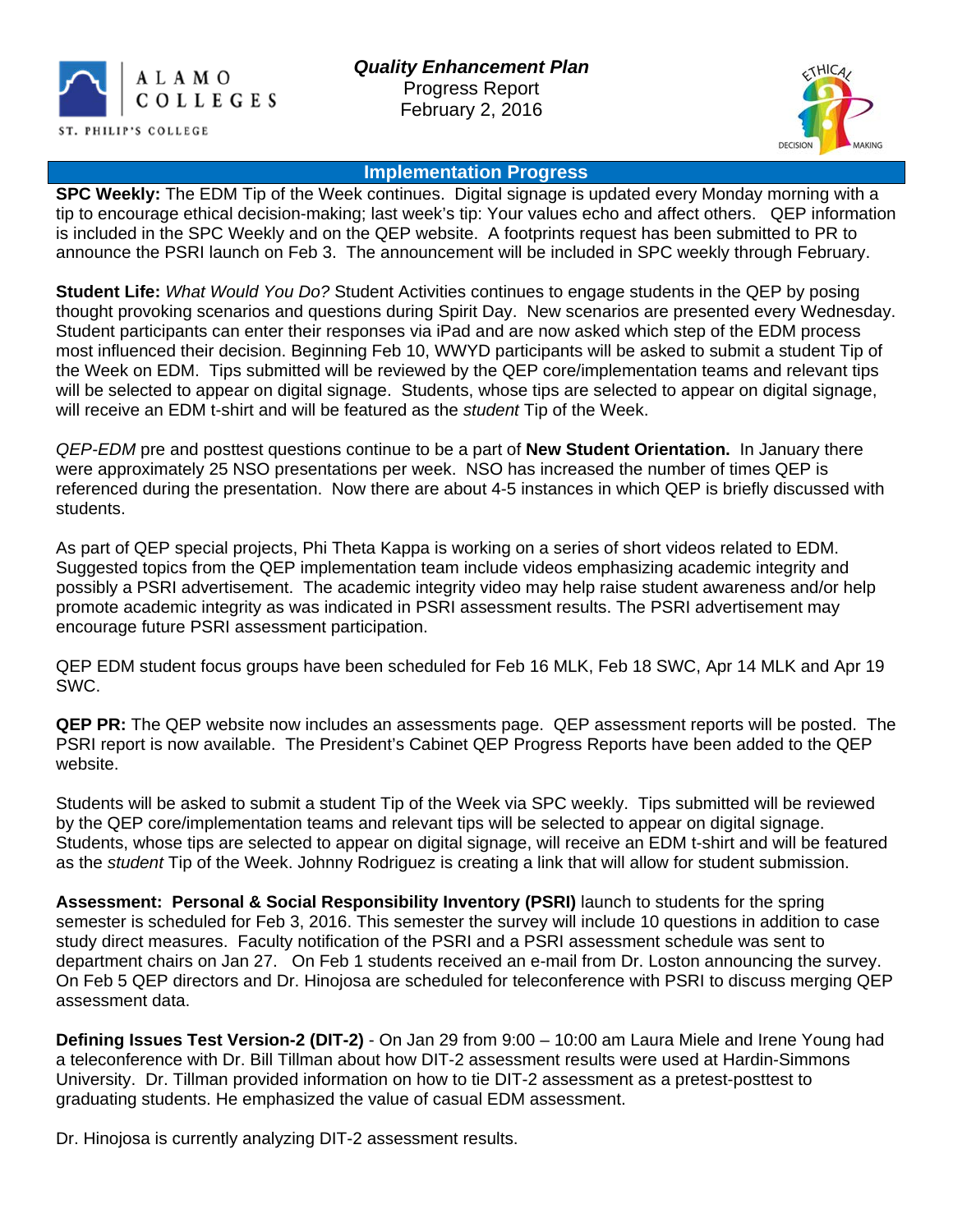ALAMO COLLEGES
ST. PHILIP'S COLLEGE

# *Quality Enhancement Plan*

Progress Report
February 2, 2016

## Implementation Progress

**SPC Weekly:** The EDM Tip of the Week continues. Digital signage is updated every Monday morning with a tip to encourage ethical decision-making; last week's tip: Your values echo and affect others. QEP information is included in the SPC Weekly and on the QEP website. A footprints request has been submitted to PR to announce the PSRI launch on Feb 3. The announcement will be included in SPC weekly through February.

**Student Life:** *What Would You Do?* Student Activities continues to engage students in the QEP by posing thought provoking scenarios and questions during Spirit Day. New scenarios are presented every Wednesday. Student participants can enter their responses via iPad and are now asked which step of the EDM process most influenced their decision. Beginning Feb 10, WWYD participants will be asked to submit a student Tip of the Week on EDM. Tips submitted will be reviewed by the QEP core/implementation teams and relevant tips will be selected to appear on digital signage. Students, whose tips are selected to appear on digital signage, will receive an EDM t-shirt and will be featured as the *student* Tip of the Week.

*QEP-EDM* pre and posttest questions continue to be a part of **New Student Orientation.** In January there were approximately 25 NSO presentations per week. NSO has increased the number of times QEP is referenced during the presentation. Now there are about 4-5 instances in which QEP is briefly discussed with students.

As part of QEP special projects, Phi Theta Kappa is working on a series of short videos related to EDM. Suggested topics from the QEP implementation team include videos emphasizing academic integrity and possibly a PSRI advertisement. The academic integrity video may help raise student awareness and/or help promote academic integrity as was indicated in PSRI assessment results. The PSRI advertisement may encourage future PSRI assessment participation.

QEP EDM student focus groups have been scheduled for Feb 16 MLK, Feb 18 SWC, Apr 14 MLK and Apr 19 SWC.

**QEP PR:** The QEP website now includes an assessments page. QEP assessment reports will be posted. The PSRI report is now available. The President's Cabinet QEP Progress Reports have been added to the QEP website.

Students will be asked to submit a student Tip of the Week via SPC weekly. Tips submitted will be reviewed by the QEP core/implementation teams and relevant tips will be selected to appear on digital signage. Students, whose tips are selected to appear on digital signage, will receive an EDM t-shirt and will be featured as the *student* Tip of the Week. Johnny Rodriguez is creating a link that will allow for student submission.

**Assessment: Personal & Social Responsibility Inventory (PSRI)** launch to students for the spring semester is scheduled for Feb 3, 2016. This semester the survey will include 10 questions in addition to case study direct measures. Faculty notification of the PSRI and a PSRI assessment schedule was sent to department chairs on Jan 27. On Feb 1 students received an e-mail from Dr. Loston announcing the survey. On Feb 5 QEP directors and Dr. Hinojosa are scheduled for teleconference with PSRI to discuss merging QEP assessment data.

**Defining Issues Test Version-2 (DIT-2)** - On Jan 29 from 9:00 – 10:00 am Laura Miele and Irene Young had a teleconference with Dr. Bill Tillman about how DIT-2 assessment results were used at Hardin-Simmons University. Dr. Tillman provided information on how to tie DIT-2 assessment as a pretest-posttest to graduating students. He emphasized the value of casual EDM assessment.

Dr. Hinojosa is currently analyzing DIT-2 assessment results.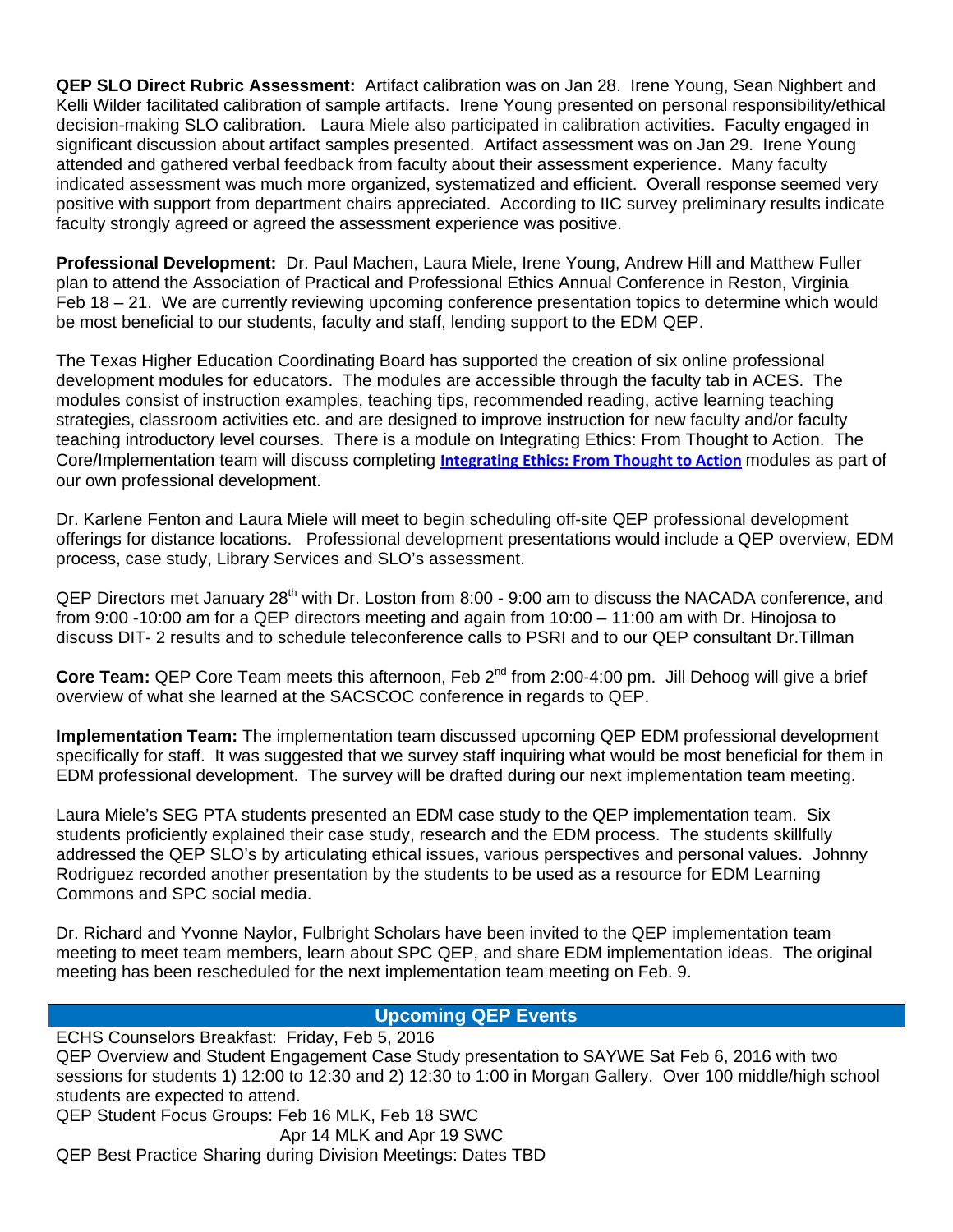**QEP SLO Direct Rubric Assessment:** Artifact calibration was on Jan 28. Irene Young, Sean Nighbert and Kelli Wilder facilitated calibration of sample artifacts. Irene Young presented on personal responsibility/ethical decision-making SLO calibration. Laura Miele also participated in calibration activities. Faculty engaged in significant discussion about artifact samples presented. Artifact assessment was on Jan 29. Irene Young attended and gathered verbal feedback from faculty about their assessment experience. Many faculty indicated assessment was much more organized, systematized and efficient. Overall response seemed very positive with support from department chairs appreciated. According to IIC survey preliminary results indicate faculty strongly agreed or agreed the assessment experience was positive.

**Professional Development:** Dr. Paul Machen, Laura Miele, Irene Young, Andrew Hill and Matthew Fuller plan to attend the Association of Practical and Professional Ethics Annual Conference in Reston, Virginia Feb 18 – 21. We are currently reviewing upcoming conference presentation topics to determine which would be most beneficial to our students, faculty and staff, lending support to the EDM QEP.

The Texas Higher Education Coordinating Board has supported the creation of six online professional development modules for educators. The modules are accessible through the faculty tab in ACES. The modules consist of instruction examples, teaching tips, recommended reading, active learning teaching strategies, classroom activities etc. and are designed to improve instruction for new faculty and/or faculty teaching introductory level courses. There is a module on Integrating Ethics: From Thought to Action. The Core/Implementation team will discuss completing **Integrating Ethics: From Thought to Action** modules as part of our own professional development.

Dr. Karlene Fenton and Laura Miele will meet to begin scheduling off-site QEP professional development offerings for distance locations. Professional development presentations would include a QEP overview, EDM process, case study, Library Services and SLO's assessment.

QEP Directors met January 28th with Dr. Loston from 8:00 - 9:00 am to discuss the NACADA conference, and from 9:00 -10:00 am for a QEP directors meeting and again from 10:00 – 11:00 am with Dr. Hinojosa to discuss DIT- 2 results and to schedule teleconference calls to PSRI and to our QEP consultant Dr.Tillman

**Core Team:** QEP Core Team meets this afternoon, Feb 2nd from 2:00-4:00 pm. Jill Dehoog will give a brief overview of what she learned at the SACSCOC conference in regards to QEP.

**Implementation Team:** The implementation team discussed upcoming QEP EDM professional development specifically for staff. It was suggested that we survey staff inquiring what would be most beneficial for them in EDM professional development. The survey will be drafted during our next implementation team meeting.

Laura Miele's SEG PTA students presented an EDM case study to the QEP implementation team. Six students proficiently explained their case study, research and the EDM process. The students skillfully addressed the QEP SLO's by articulating ethical issues, various perspectives and personal values. Johnny Rodriguez recorded another presentation by the students to be used as a resource for EDM Learning Commons and SPC social media.

Dr. Richard and Yvonne Naylor, Fulbright Scholars have been invited to the QEP implementation team meeting to meet team members, learn about SPC QEP, and share EDM implementation ideas. The original meeting has been rescheduled for the next implementation team meeting on Feb. 9.

## Upcoming QEP Events

ECHS Counselors Breakfast: Friday, Feb 5, 2016

QEP Overview and Student Engagement Case Study presentation to SAYWE Sat Feb 6, 2016 with two sessions for students 1) 12:00 to 12:30 and 2) 12:30 to 1:00 in Morgan Gallery. Over 100 middle/high school students are expected to attend.

QEP Student Focus Groups: Feb 16 MLK, Feb 18 SWC
Apr 14 MLK and Apr 19 SWC

QEP Best Practice Sharing during Division Meetings: Dates TBD